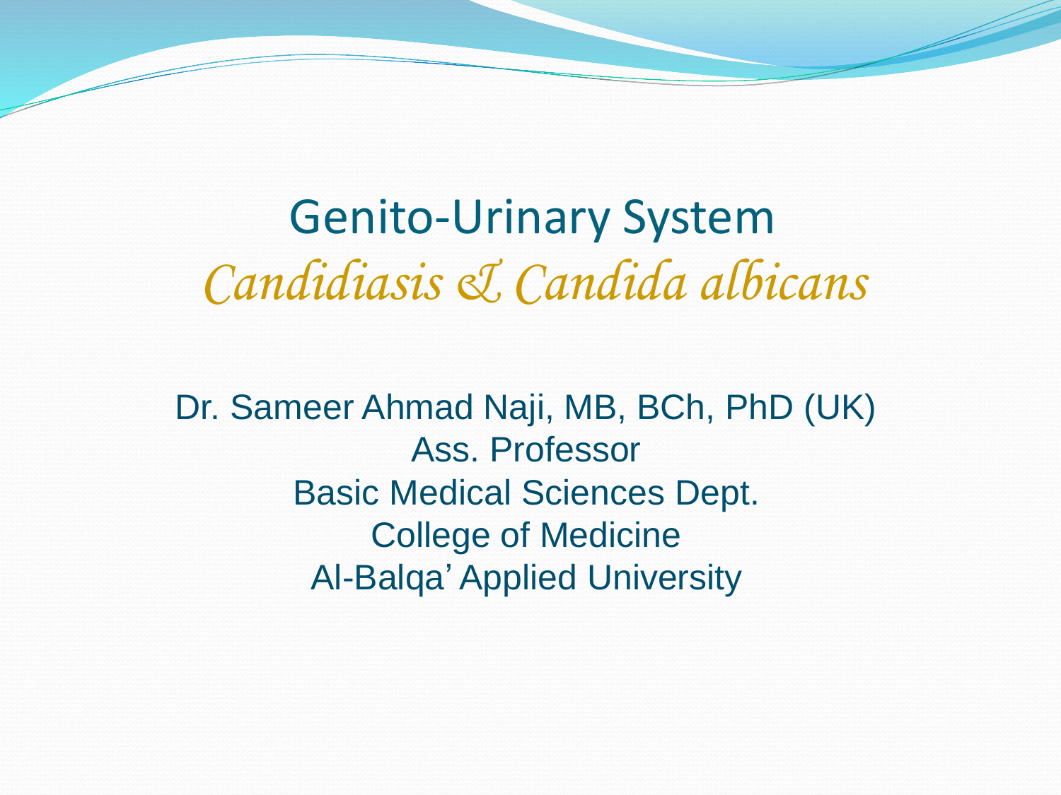# Genito-Urinary System

## *Candidiasis & Candida albicans*

Dr. Sameer Ahmad Naji, MB, BCh, PhD (UK)
Ass. Professor
Basic Medical Sciences Dept.
College of Medicine
Al-Balqa' Applied University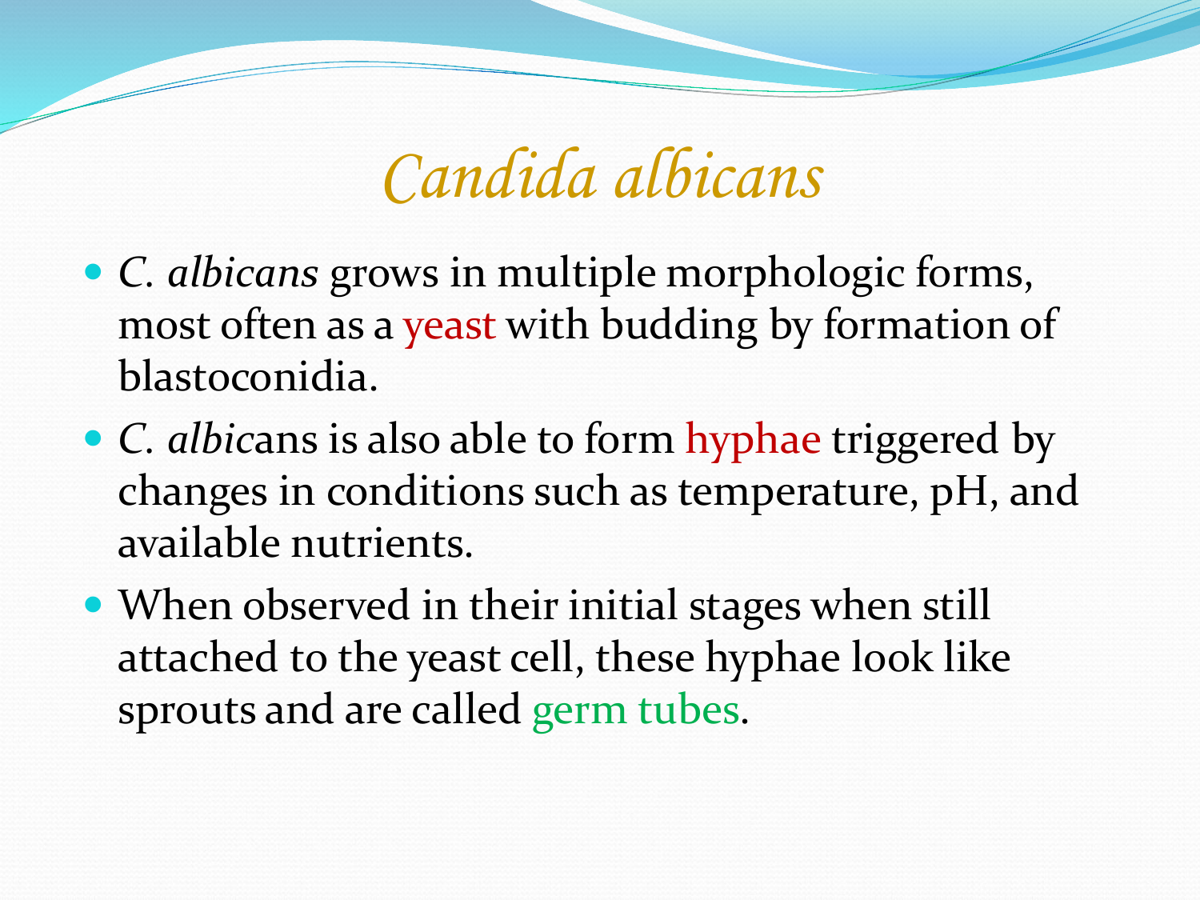# *Candida albicans*

- *C. albicans* grows in multiple morphologic forms, most often as a yeast with budding by formation of blastoconidia.
- *C. albic*ans is also able to form hyphae triggered by changes in conditions such as temperature, pH, and available nutrients.
- When observed in their initial stages when still attached to the yeast cell, these hyphae look like sprouts and are called germ tubes.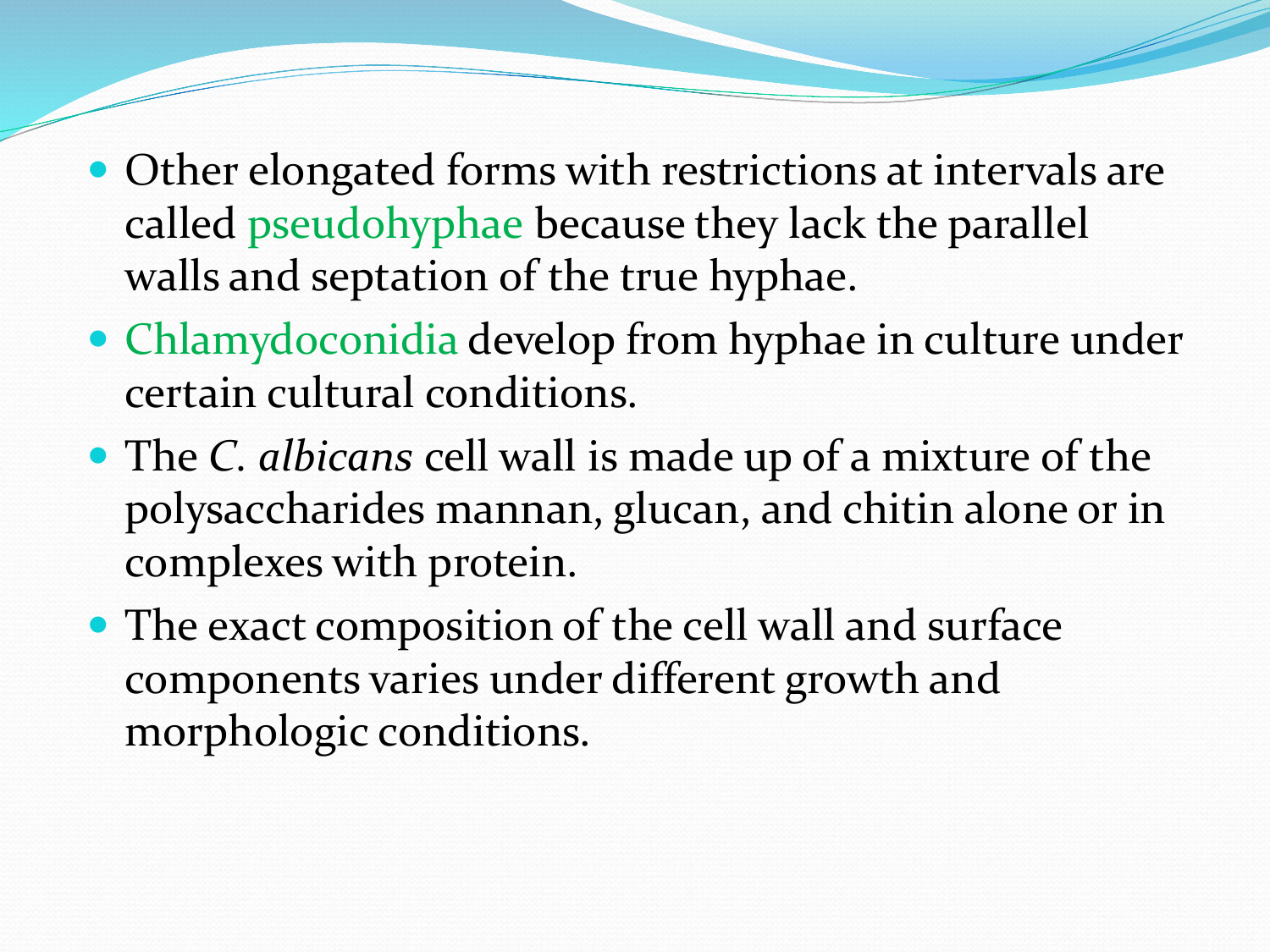- Other elongated forms with restrictions at intervals are called pseudohyphae because they lack the parallel walls and septation of the true hyphae.
- Chlamydoconidia develop from hyphae in culture under certain cultural conditions.
- The *C. albicans* cell wall is made up of a mixture of the polysaccharides mannan, glucan, and chitin alone or in complexes with protein.
- The exact composition of the cell wall and surface components varies under different growth and morphologic conditions.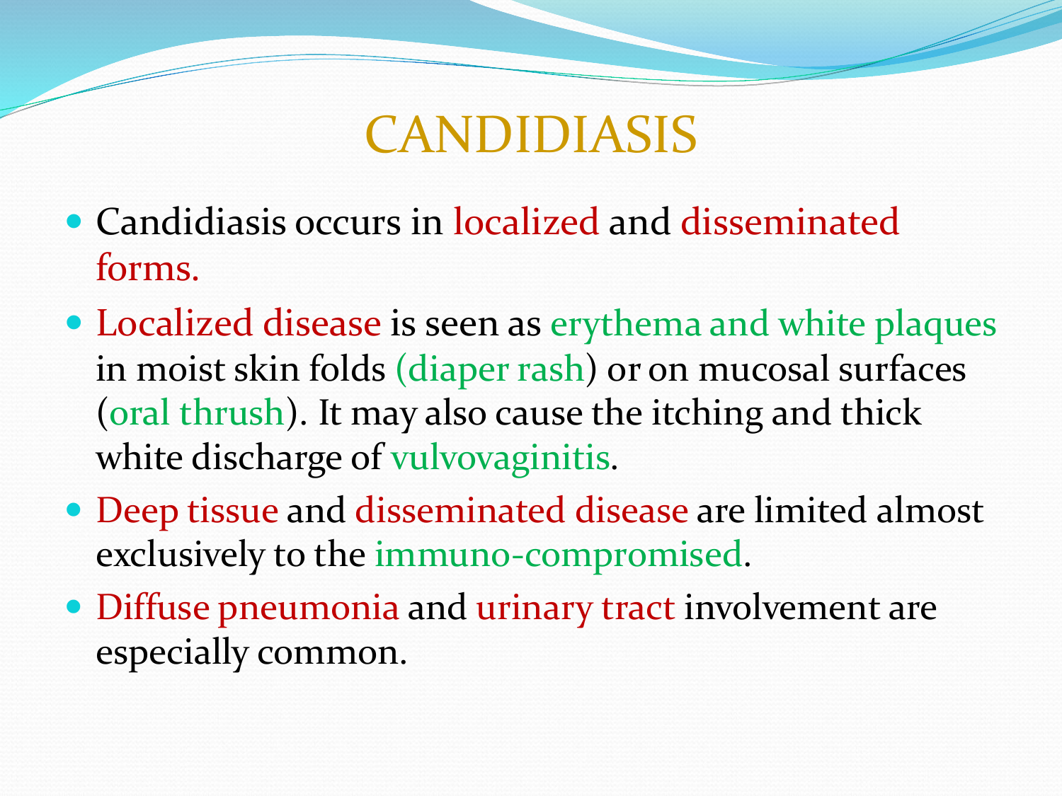# CANDIDIASIS

- Candidiasis occurs in localized and disseminated forms.
- Localized disease is seen as erythema and white plaques in moist skin folds (diaper rash) or on mucosal surfaces (oral thrush). It may also cause the itching and thick white discharge of vulvovaginitis.
- Deep tissue and disseminated disease are limited almost exclusively to the immuno-compromised.
- Diffuse pneumonia and urinary tract involvement are especially common.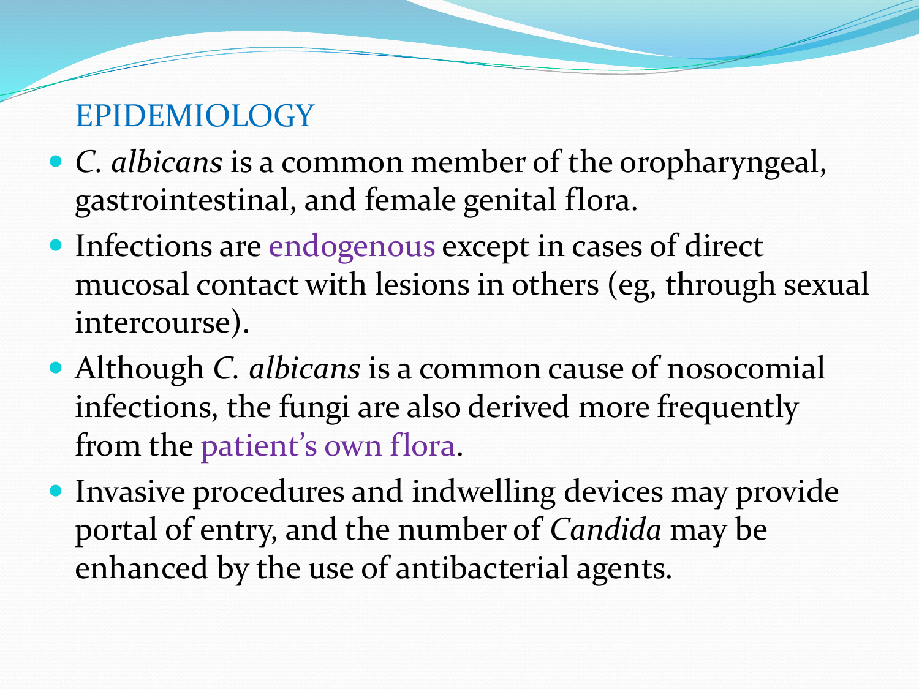## EPIDEMIOLOGY

- *C. albicans* is a common member of the oropharyngeal, gastrointestinal, and female genital flora.
- Infections are endogenous except in cases of direct mucosal contact with lesions in others (eg, through sexual intercourse).
- Although *C. albicans* is a common cause of nosocomial infections, the fungi are also derived more frequently from the patient's own flora.
- Invasive procedures and indwelling devices may provide portal of entry, and the number of *Candida* may be enhanced by the use of antibacterial agents.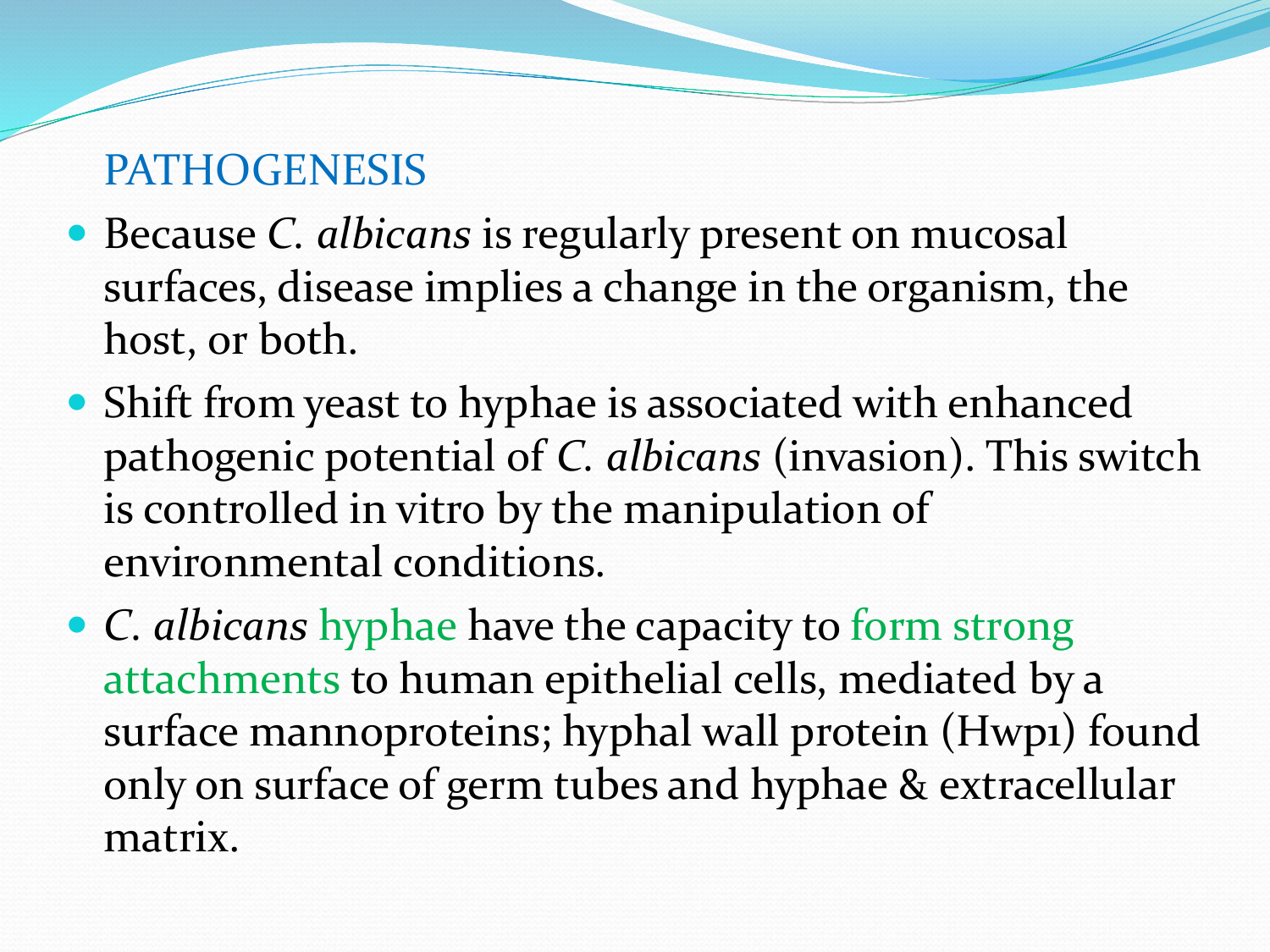## PATHOGENESIS

- Because *C. albicans* is regularly present on mucosal surfaces, disease implies a change in the organism, the host, or both.
- Shift from yeast to hyphae is associated with enhanced pathogenic potential of *C. albicans* (invasion). This switch is controlled in vitro by the manipulation of environmental conditions.
- *C. albicans* hyphae have the capacity to form strong attachments to human epithelial cells, mediated by a surface mannoproteins; hyphal wall protein (Hwp1) found only on surface of germ tubes and hyphae & extracellular matrix.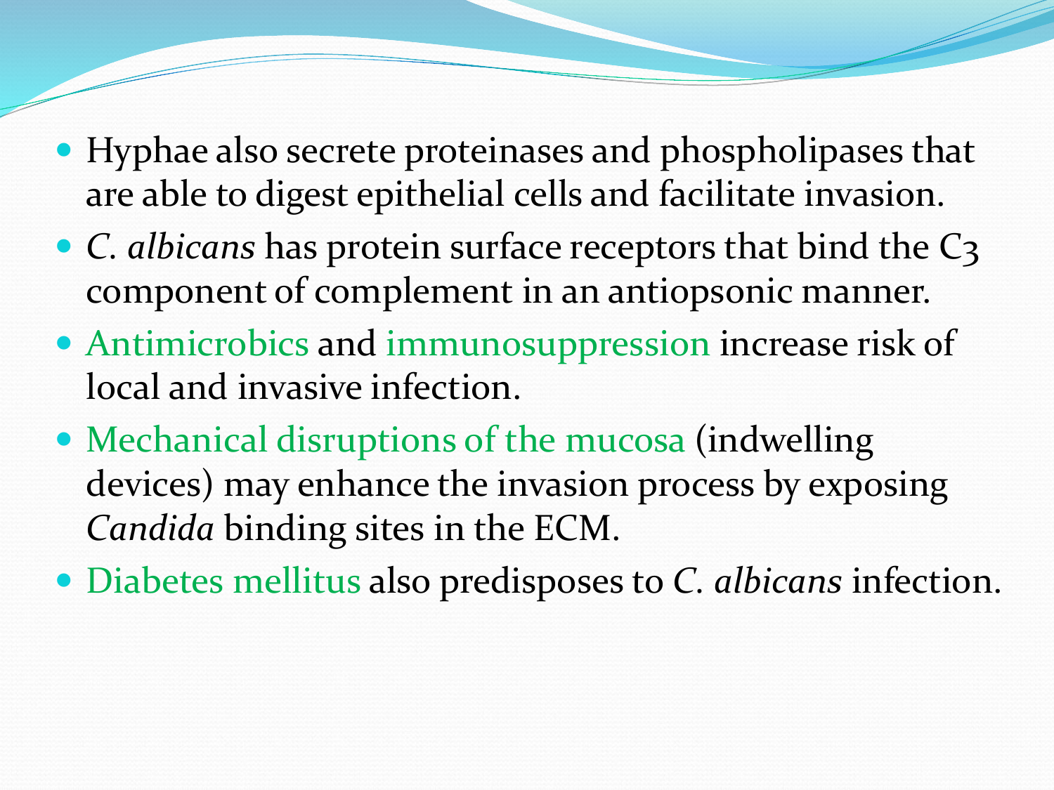- Hyphae also secrete proteinases and phospholipases that are able to digest epithelial cells and facilitate invasion.
- *C. albicans* has protein surface receptors that bind the C3 component of complement in an antiopsonic manner.
- Antimicrobics and immunosuppression increase risk of local and invasive infection.
- Mechanical disruptions of the mucosa (indwelling devices) may enhance the invasion process by exposing *Candida* binding sites in the ECM.
- Diabetes mellitus also predisposes to *C. albicans* infection.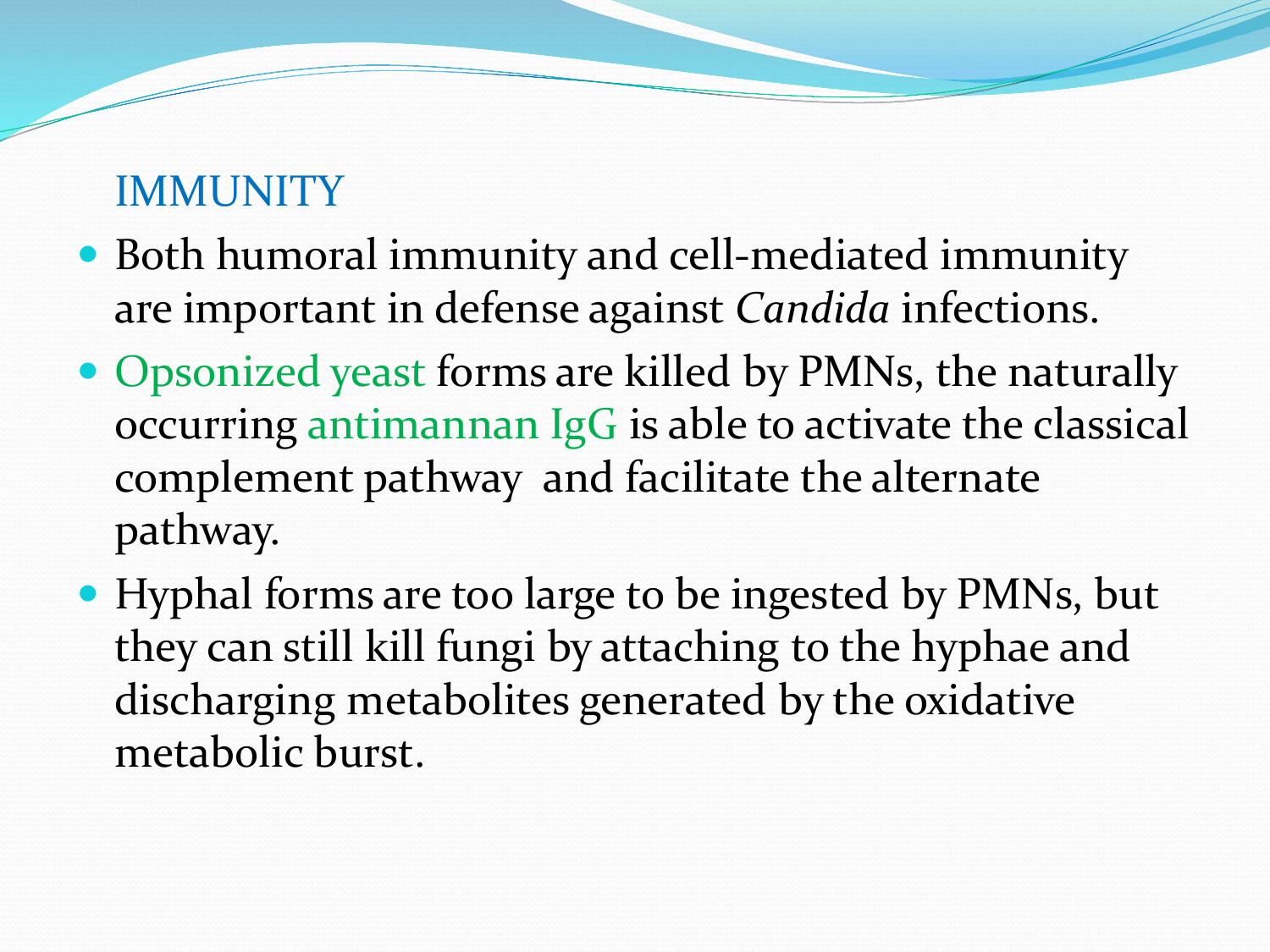## IMMUNITY

- Both humoral immunity and cell-mediated immunity are important in defense against *Candida* infections.
- Opsonized yeast forms are killed by PMNs, the naturally occurring antimannan IgG is able to activate the classical complement pathway and facilitate the alternate pathway.
- Hyphal forms are too large to be ingested by PMNs, but they can still kill fungi by attaching to the hyphae and discharging metabolites generated by the oxidative metabolic burst.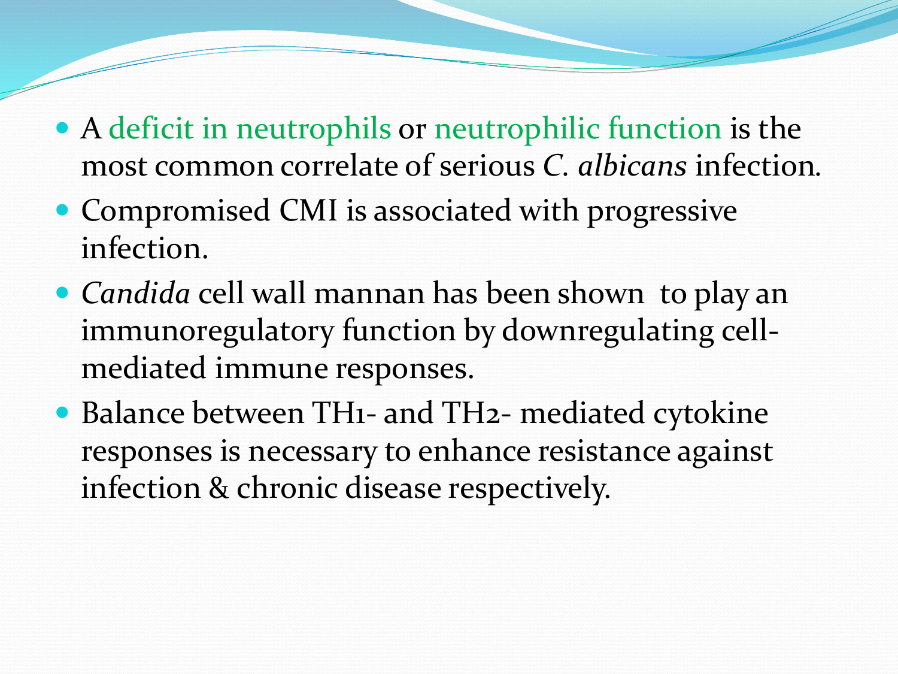- A deficit in neutrophils or neutrophilic function is the most common correlate of serious *C. albicans* infection.
- Compromised CMI is associated with progressive infection.
- *Candida* cell wall mannan has been shown to play an immunoregulatory function by downregulating cell-mediated immune responses.
- Balance between TH1- and TH2- mediated cytokine responses is necessary to enhance resistance against infection & chronic disease respectively.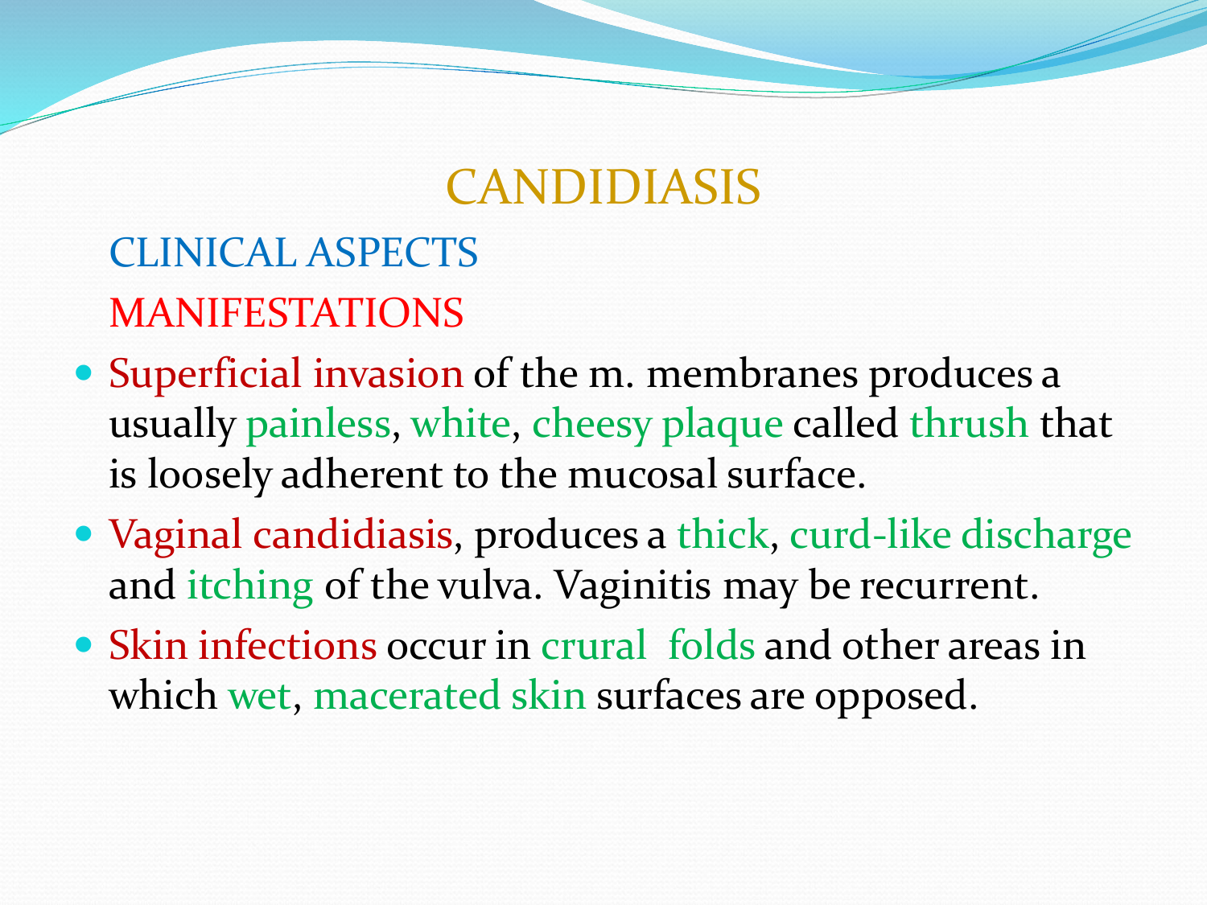# CANDIDIASIS

## CLINICAL ASPECTS

### MANIFESTATIONS

- Superficial invasion of the m. membranes produces a usually painless, white, cheesy plaque called thrush that is loosely adherent to the mucosal surface.
- Vaginal candidiasis, produces a thick, curd-like discharge and itching of the vulva. Vaginitis may be recurrent.
- Skin infections occur in crural folds and other areas in which wet, macerated skin surfaces are opposed.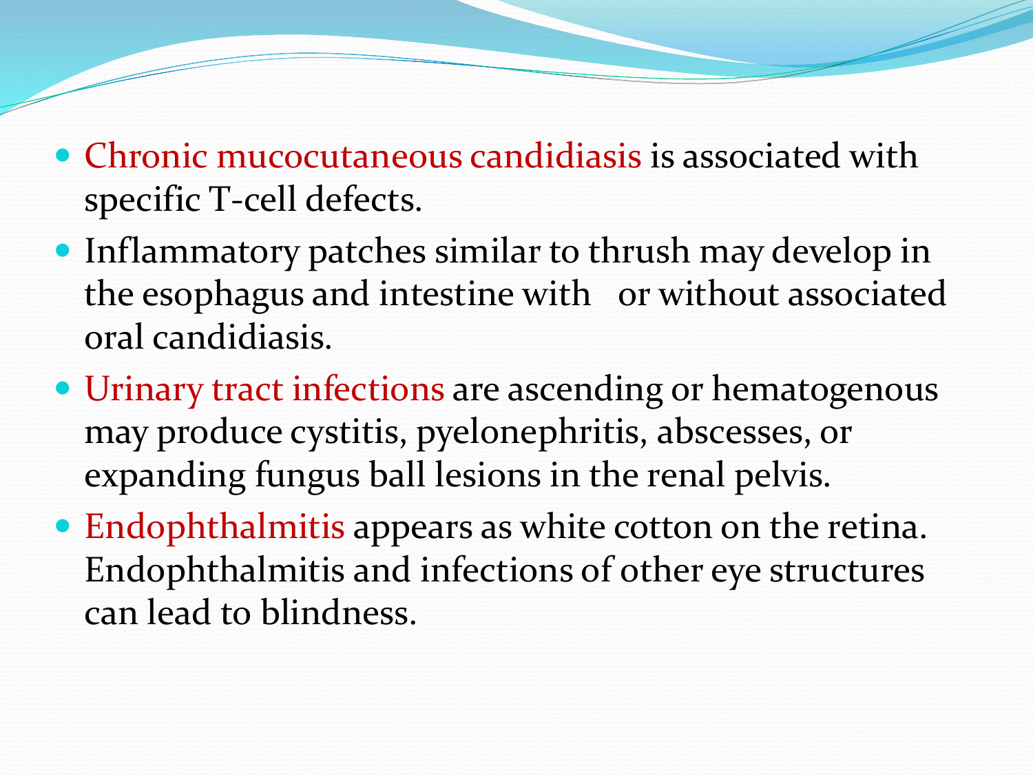- Chronic mucocutaneous candidiasis is associated with specific T-cell defects.
- Inflammatory patches similar to thrush may develop in the esophagus and intestine with or without associated oral candidiasis.
- Urinary tract infections are ascending or hematogenous may produce cystitis, pyelonephritis, abscesses, or expanding fungus ball lesions in the renal pelvis.
- Endophthalmitis appears as white cotton on the retina. Endophthalmitis and infections of other eye structures can lead to blindness.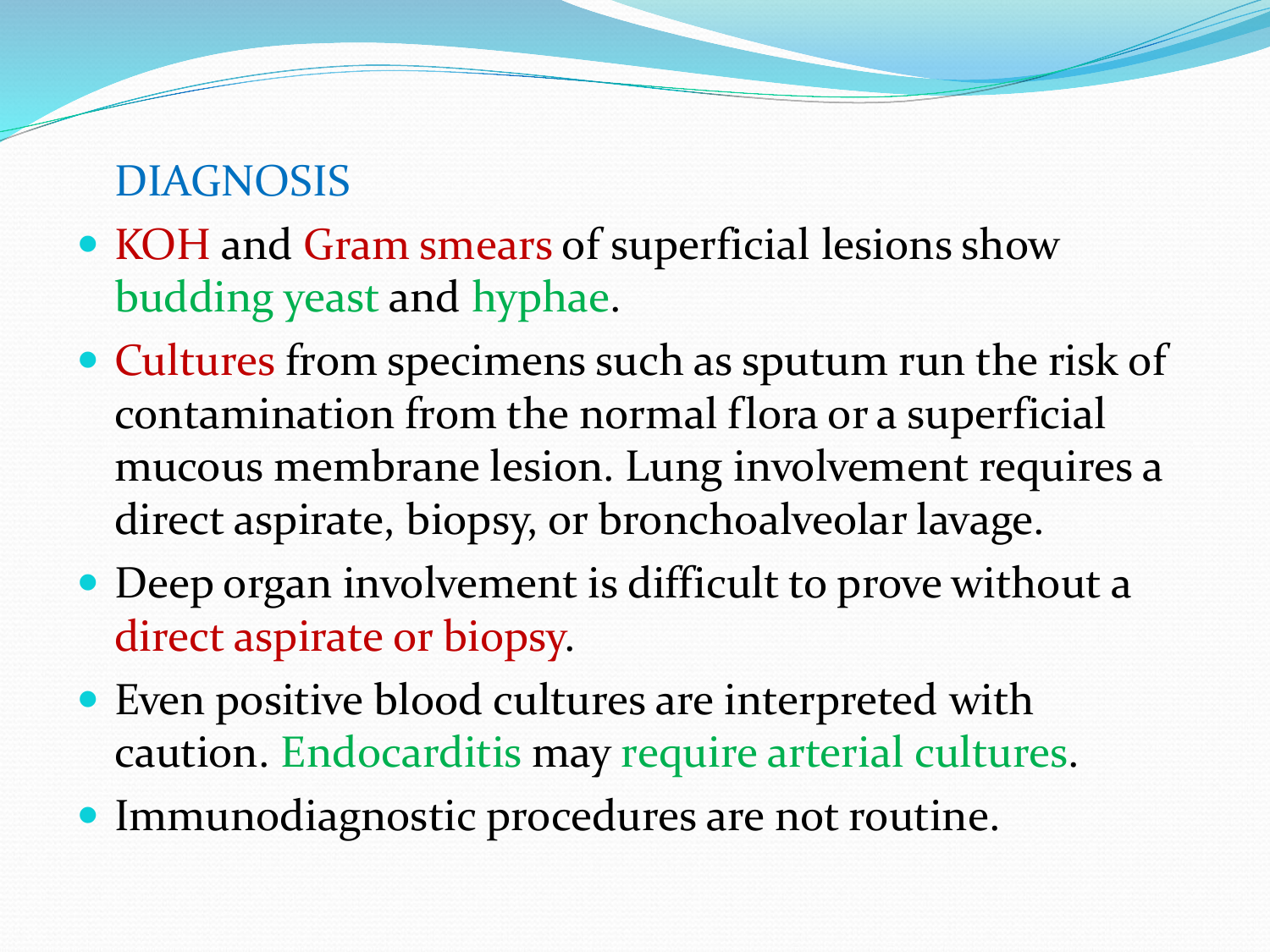## DIAGNOSIS

- KOH and Gram smears of superficial lesions show budding yeast and hyphae.
- Cultures from specimens such as sputum run the risk of contamination from the normal flora or a superficial mucous membrane lesion. Lung involvement requires a direct aspirate, biopsy, or bronchoalveolar lavage.
- Deep organ involvement is difficult to prove without a direct aspirate or biopsy.
- Even positive blood cultures are interpreted with caution. Endocarditis may require arterial cultures.
- Immunodiagnostic procedures are not routine.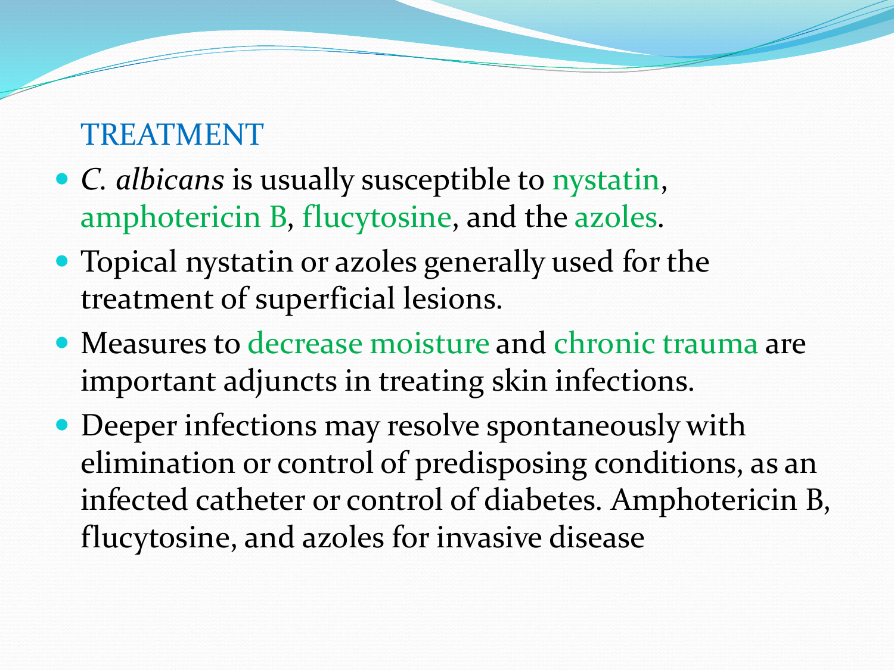## TREATMENT

- *C. albicans* is usually susceptible to nystatin, amphotericin B, flucytosine, and the azoles.
- Topical nystatin or azoles generally used for the treatment of superficial lesions.
- Measures to decrease moisture and chronic trauma are important adjuncts in treating skin infections.
- Deeper infections may resolve spontaneously with elimination or control of predisposing conditions, as an infected catheter or control of diabetes. Amphotericin B, flucytosine, and azoles for invasive disease